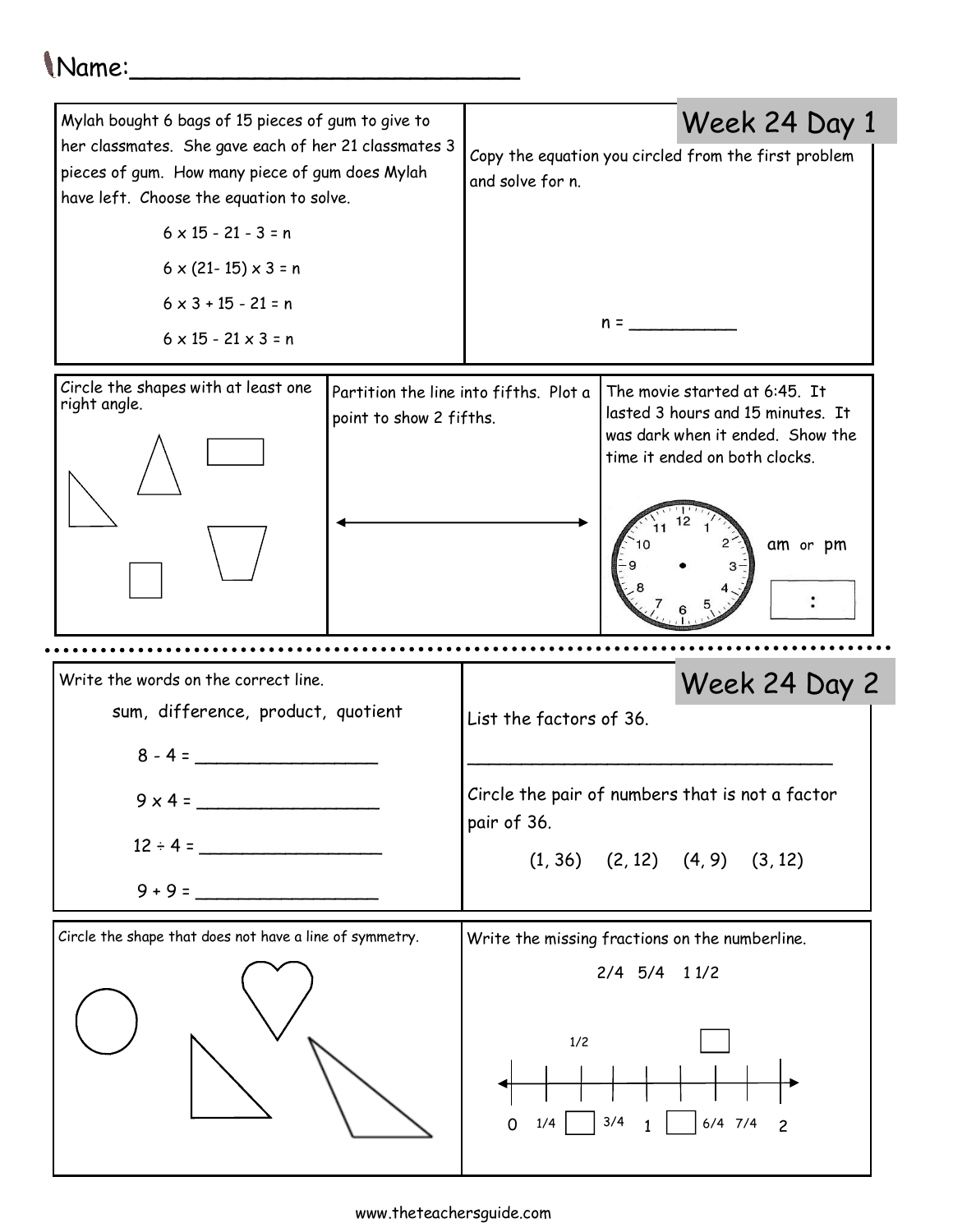Name:_________________________

## Week 24 Day 1

Mylah bought 6 bags of 15 pieces of gum to give to her classmates. She gave each of her 21 classmates 3 pieces of gum. How many piece of gum does Mylah have left. Choose the equation to solve.

$6 \times 15 - 21 - 3 = n$

$6 \times (21 - 15) \times 3 = n$

$6 \times 3 + 15 - 21 = n$

$6 \times 15 - 21 \times 3 = n$

Copy the equation you circled from the first problem and solve for n.

n = __________

Circle the shapes with at least one right angle.

Partition the line into fifths. Plot a point to show 2 fifths.

The movie started at 6:45. It lasted 3 hours and 15 minutes. It was dark when it ended. Show the time it ended on both clocks.

am or pm

:

## Week 24 Day 2

Write the words on the correct line.

sum, difference, product, quotient

8 - 4 = ________________

9 x 4 = ________________

12 ÷ 4 = ________________

9 + 9 = ________________

List the factors of 36.

__________________________________

Circle the pair of numbers that is not a factor pair of 36.

(1, 36) (2, 12) (4, 9) (3, 12)

Circle the shape that does not have a line of symmetry.

Write the missing fractions on the numberline.

2/4 5/4 1 1/2

1/2 ☐

0 1/4 ☐ 3/4 1 ☐ 6/4 7/4 2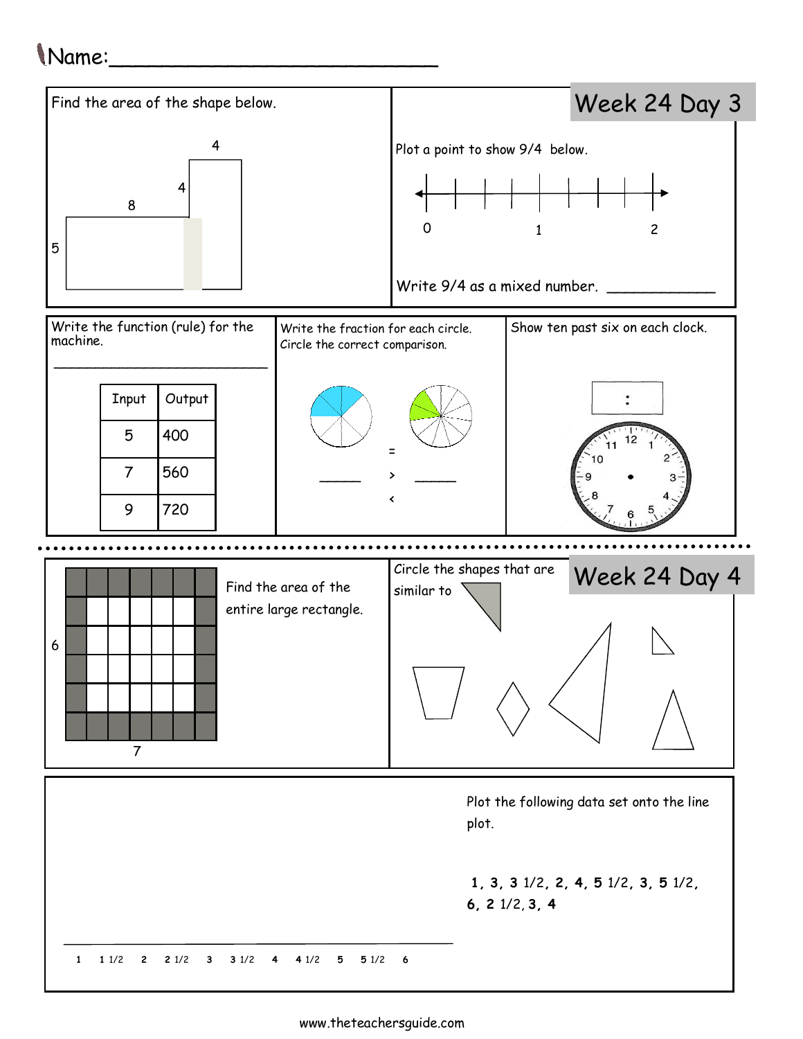Name:___________________________

## Week 24 Day 3

Find the area of the shape below.

4

4

8

5

Plot a point to show 9/4 below.

0 1 2

Write 9/4 as a mixed number. ____________

Write the function (rule) for the machine.

___________________________

| Input | Output |
|---|---|
| 5 | 400 |
| 7 | 560 |
| 9 | 720 |

Write the fraction for each circle. Circle the correct comparison.

_____ = _____

>

<

Show ten past six on each clock.

:

## Week 24 Day 4

Find the area of the entire large rectangle.

6

7

Circle the shapes that are similar to

Plot the following data set onto the line plot.

**1, 3, 3** 1/2, **2, 4, 5** 1/2, **3, 5** 1/2, **6, 2** 1/2, **3, 4**

**1** **1** 1/2 **2** **2** 1/2 **3** **3** 1/2 **4** **4** 1/2 **5** **5** 1/2 **6**

www.theteachersguide.com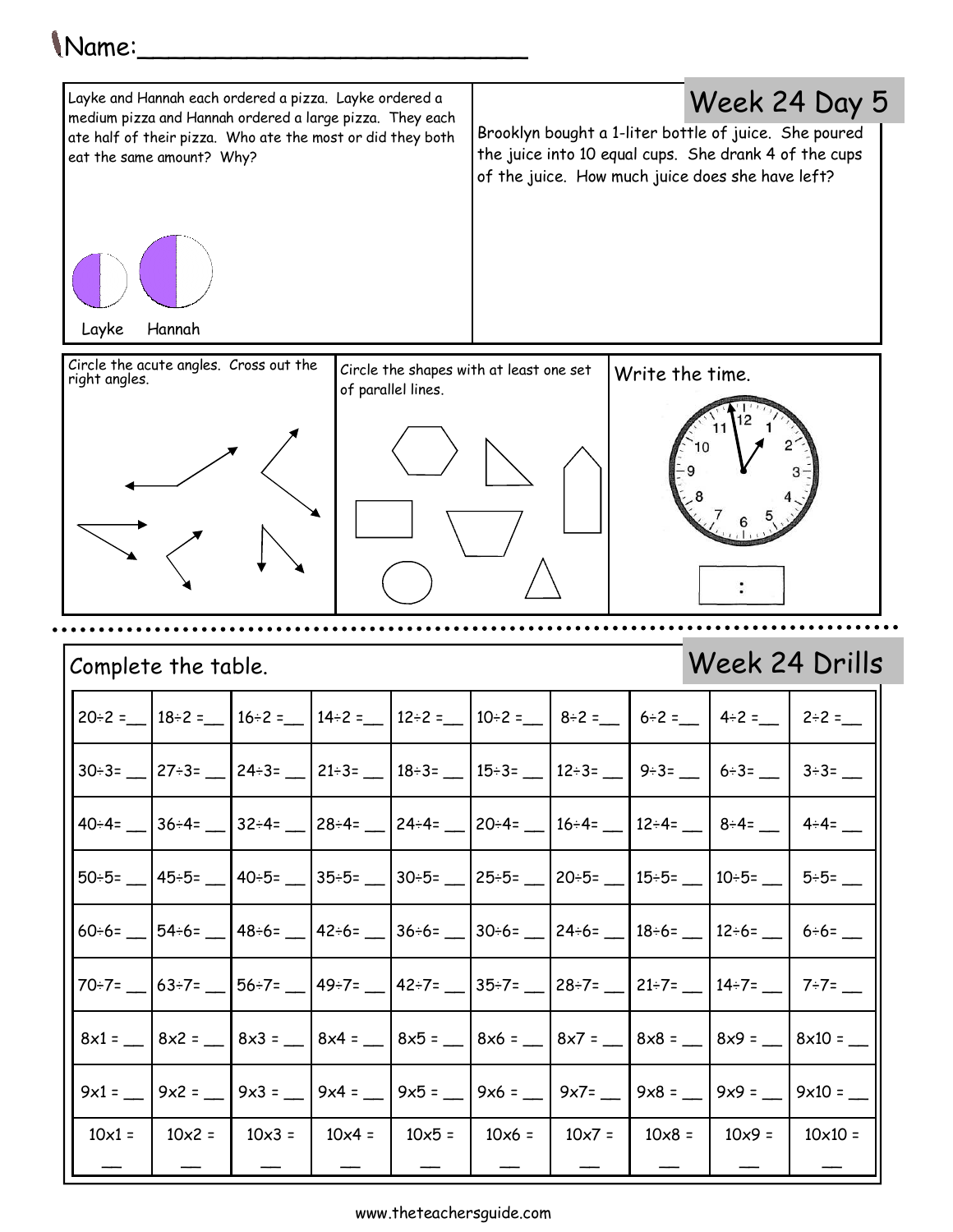Name:___________________________

## Week 24 Day 5

Layke and Hannah each ordered a pizza. Layke ordered a medium pizza and Hannah ordered a large pizza. They each ate half of their pizza. Who ate the most or did they both eat the same amount? Why?

Layke Hannah

Brooklyn bought a 1-liter bottle of juice. She poured the juice into 10 equal cups. She drank 4 of the cups of the juice. How much juice does she have left?

Circle the acute angles. Cross out the right angles.

Circle the shapes with at least one set of parallel lines.

Write the time.

 :

## Week 24 Drills

Complete the table.

| | | | | | | | | | |
|---|---|---|---|---|---|---|---|---|---|
| 20÷2 =__ | 18÷2 =__ | 16÷2 =__ | 14÷2 =__ | 12÷2 =__ | 10÷2 =__ | 8÷2 =__ | 6÷2 =__ | 4÷2 =__ | 2÷2 =__ |
| 30÷3= __ | 27÷3= __ | 24÷3= __ | 21÷3= __ | 18÷3= __ | 15÷3= __ | 12÷3= __ | 9÷3= __ | 6÷3= __ | 3÷3= __ |
| 40÷4= __ | 36÷4= __ | 32÷4= __ | 28÷4= __ | 24÷4= __ | 20÷4= __ | 16÷4= __ | 12÷4= __ | 8÷4= __ | 4÷4= __ |
| 50÷5= __ | 45÷5= __ | 40÷5= __ | 35÷5= __ | 30÷5= __ | 25÷5= __ | 20÷5= __ | 15÷5= __ | 10÷5= __ | 5÷5= __ |
| 60÷6= __ | 54÷6= __ | 48÷6= __ | 42÷6= __ | 36÷6= __ | 30÷6= __ | 24÷6= __ | 18÷6= __ | 12÷6= __ | 6÷6= __ |
| 70÷7= __ | 63÷7= __ | 56÷7= __ | 49÷7= __ | 42÷7= __ | 35÷7= __ | 28÷7= __ | 21÷7= __ | 14÷7= __ | 7÷7= __ |
| 8x1 = __ | 8x2 = __ | 8x3 = __ | 8x4 = __ | 8x5 = __ | 8x6 = __ | 8x7 = __ | 8x8 = __ | 8x9 = __ | 8x10 = __ |
| 9x1 = __ | 9x2 = __ | 9x3 = __ | 9x4 = __ | 9x5 = __ | 9x6 = __ | 9x7= __ | 9x8 = __ | 9x9 = __ | 9x10 = __ |
| 10x1 = __ | 10x2 = __ | 10x3 = __ | 10x4 = __ | 10x5 = __ | 10x6 = __ | 10x7 = __ | 10x8 = __ | 10x9 = __ | 10x10 = __ |

www.theteachersguide.com